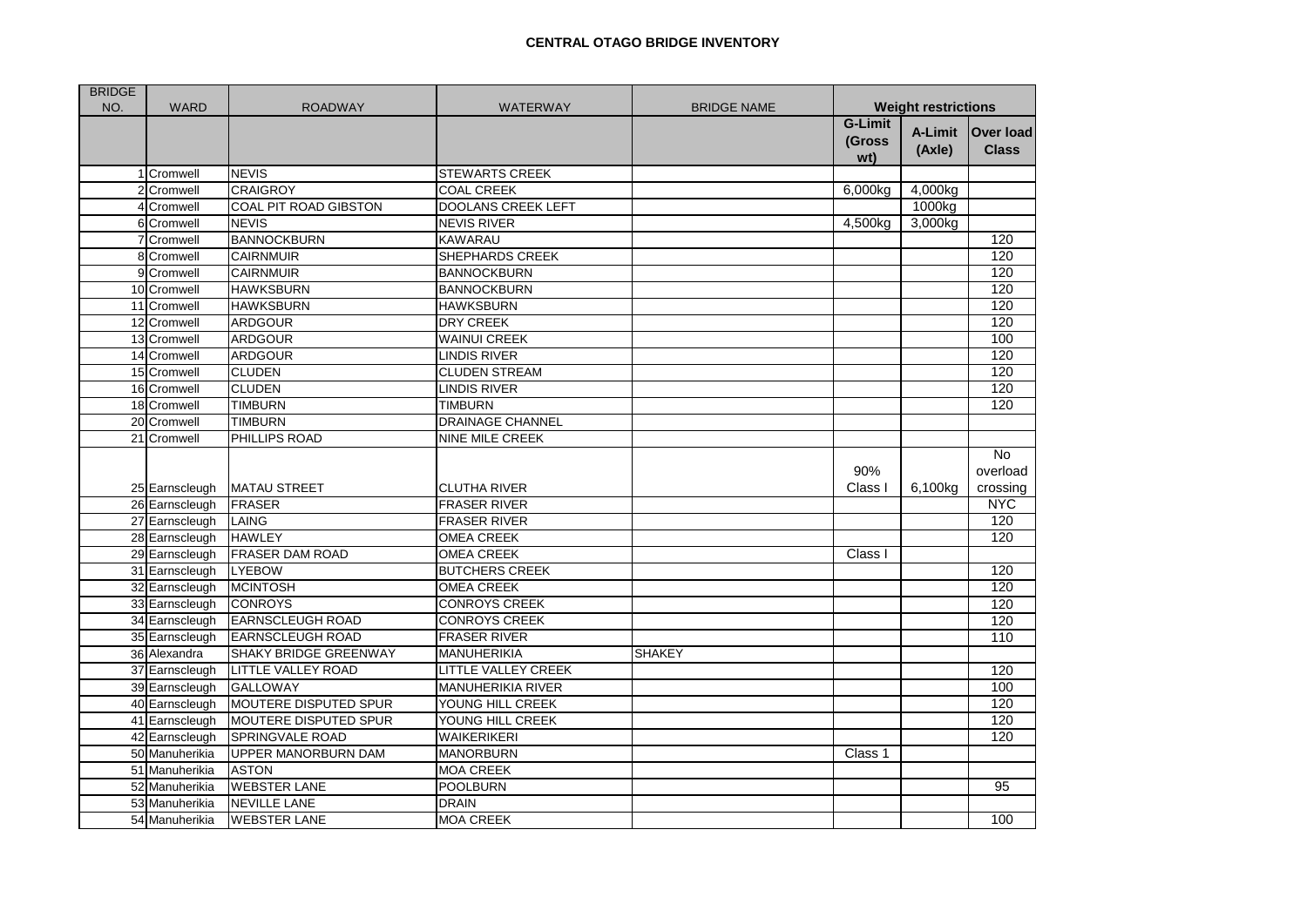# CENTRAL OTAGO BRIDGE INVENTORY

| BRIDGE NO. | WARD | ROADWAY | WATERWAY | BRIDGE NAME | Weight restrictions | | |
|---|---|---|---|---|---|---|---|
| | | | | | G-Limit (Gross wt) | A-Limit (Axle) | Over load Class |
| 1 | Cromwell | NEVIS | STEWARTS CREEK | | | | |
| 2 | Cromwell | CRAIGROY | COAL CREEK | | 6,000kg | 4,000kg | |
| 4 | Cromwell | COAL PIT ROAD GIBSTON | DOOLANS CREEK LEFT | | | 1000kg | |
| 6 | Cromwell | NEVIS | NEVIS RIVER | | 4,500kg | 3,000kg | |
| 7 | Cromwell | BANNOCKBURN | KAWARAU | | | | 120 |
| 8 | Cromwell | CAIRNMUIR | SHEPHARDS CREEK | | | | 120 |
| 9 | Cromwell | CAIRNMUIR | BANNOCKBURN | | | | 120 |
| 10 | Cromwell | HAWKSBURN | BANNOCKBURN | | | | 120 |
| 11 | Cromwell | HAWKSBURN | HAWKSBURN | | | | 120 |
| 12 | Cromwell | ARDGOUR | DRY CREEK | | | | 120 |
| 13 | Cromwell | ARDGOUR | WAINUI CREEK | | | | 100 |
| 14 | Cromwell | ARDGOUR | LINDIS RIVER | | | | 120 |
| 15 | Cromwell | CLUDEN | CLUDEN STREAM | | | | 120 |
| 16 | Cromwell | CLUDEN | LINDIS RIVER | | | | 120 |
| 18 | Cromwell | TIMBURN | TIMBURN | | | | 120 |
| 20 | Cromwell | TIMBURN | DRAINAGE CHANNEL | | | | |
| 21 | Cromwell | PHILLIPS ROAD | NINE MILE CREEK | | | | |
| 25 | Earnscleugh | MATAU STREET | CLUTHA RIVER | | 90% Class I | 6,100kg | No overload crossing |
| 26 | Earnscleugh | FRASER | FRASER RIVER | | | | NYC |
| 27 | Earnscleugh | LAING | FRASER RIVER | | | | 120 |
| 28 | Earnscleugh | HAWLEY | OMEA CREEK | | | | 120 |
| 29 | Earnscleugh | FRASER DAM ROAD | OMEA CREEK | | Class I | | |
| 31 | Earnscleugh | LYEBOW | BUTCHERS CREEK | | | | 120 |
| 32 | Earnscleugh | MCINTOSH | OMEA CREEK | | | | 120 |
| 33 | Earnscleugh | CONROYS | CONROYS CREEK | | | | 120 |
| 34 | Earnscleugh | EARNSCLEUGH ROAD | CONROYS CREEK | | | | 120 |
| 35 | Earnscleugh | EARNSCLEUGH ROAD | FRASER RIVER | | | | 110 |
| 36 | Alexandra | SHAKY BRIDGE GREENWAY | MANUHERIKIA | SHAKEY | | | |
| 37 | Earnscleugh | LITTLE VALLEY ROAD | LITTLE VALLEY CREEK | | | | 120 |
| 39 | Earnscleugh | GALLOWAY | MANUHERIKIA RIVER | | | | 100 |
| 40 | Earnscleugh | MOUTERE DISPUTED SPUR | YOUNG HILL CREEK | | | | 120 |
| 41 | Earnscleugh | MOUTERE DISPUTED SPUR | YOUNG HILL CREEK | | | | 120 |
| 42 | Earnscleugh | SPRINGVALE ROAD | WAIKERIKERI | | | | 120 |
| 50 | Manuherikia | UPPER MANORBURN DAM | MANORBURN | | Class 1 | | |
| 51 | Manuherikia | ASTON | MOA CREEK | | | | |
| 52 | Manuherikia | WEBSTER LANE | POOLBURN | | | | 95 |
| 53 | Manuherikia | NEVILLE LANE | DRAIN | | | | |
| 54 | Manuherikia | WEBSTER LANE | MOA CREEK | | | | 100 |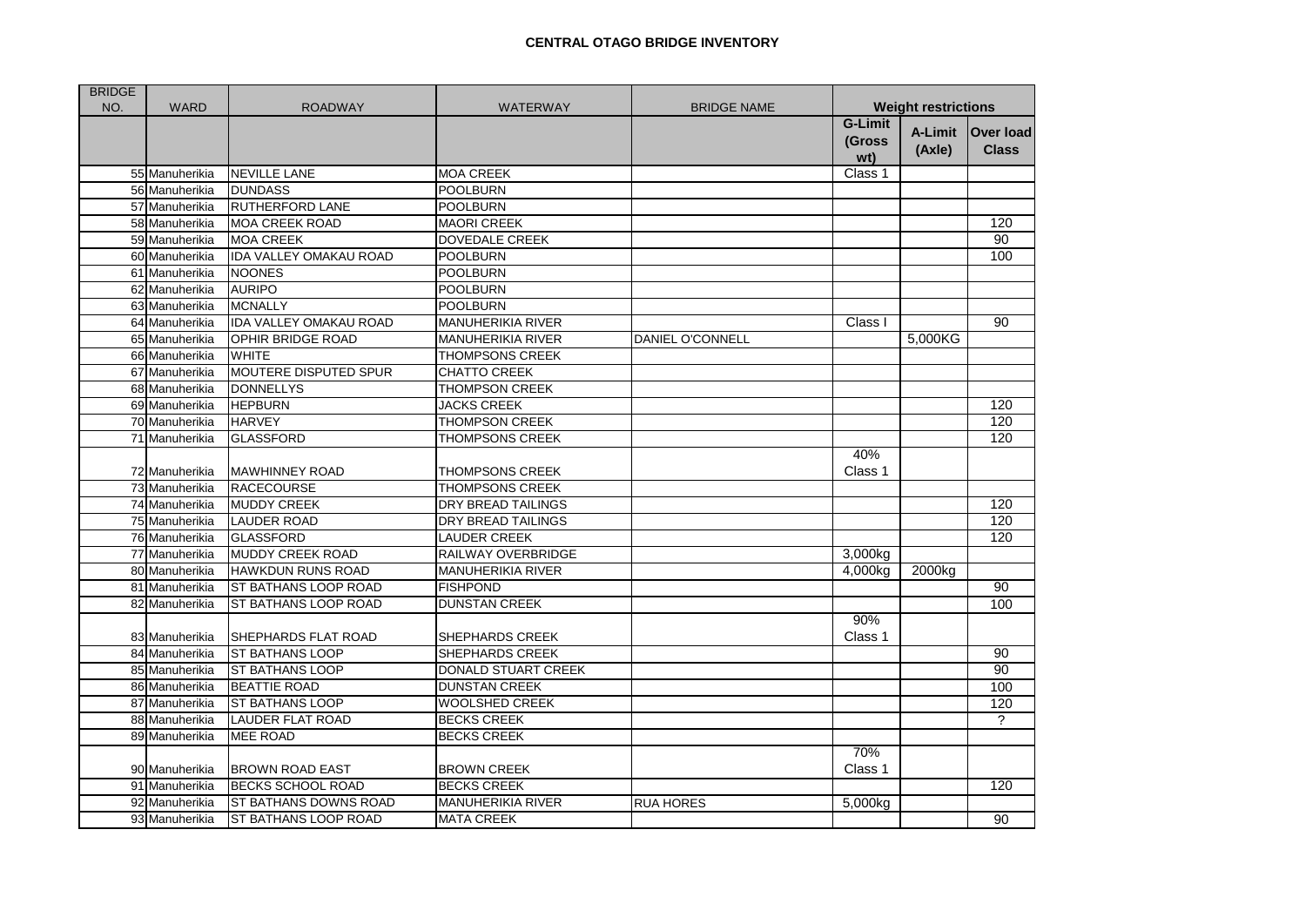**CENTRAL OTAGO BRIDGE INVENTORY**

| BRIDGE NO. | WARD | ROADWAY | WATERWAY | BRIDGE NAME | Weight restrictions | | |
|---|---|---|---|---|---|---|---|
| | | | | | G-Limit (Gross wt) | A-Limit (Axle) | Over load Class |
| 55 | Manuherikia | NEVILLE LANE | MOA CREEK | | Class 1 | | |
| 56 | Manuherikia | DUNDASS | POOLBURN | | | | |
| 57 | Manuherikia | RUTHERFORD LANE | POOLBURN | | | | |
| 58 | Manuherikia | MOA CREEK ROAD | MAORI CREEK | | | | 120 |
| 59 | Manuherikia | MOA CREEK | DOVEDALE CREEK | | | | 90 |
| 60 | Manuherikia | IDA VALLEY OMAKAU ROAD | POOLBURN | | | | 100 |
| 61 | Manuherikia | NOONES | POOLBURN | | | | |
| 62 | Manuherikia | AURIPO | POOLBURN | | | | |
| 63 | Manuherikia | MCNALLY | POOLBURN | | | | |
| 64 | Manuherikia | IDA VALLEY OMAKAU ROAD | MANUHERIKIA RIVER | | Class I | | 90 |
| 65 | Manuherikia | OPHIR BRIDGE ROAD | MANUHERIKIA RIVER | DANIEL O'CONNELL | | 5,000KG | |
| 66 | Manuherikia | WHITE | THOMPSONS CREEK | | | | |
| 67 | Manuherikia | MOUTERE DISPUTED SPUR | CHATTO CREEK | | | | |
| 68 | Manuherikia | DONNELLYS | THOMPSON CREEK | | | | |
| 69 | Manuherikia | HEPBURN | JACKS CREEK | | | | 120 |
| 70 | Manuherikia | HARVEY | THOMPSON CREEK | | | | 120 |
| 71 | Manuherikia | GLASSFORD | THOMPSONS CREEK | | | | 120 |
| 72 | Manuherikia | MAWHINNEY ROAD | THOMPSONS CREEK | | 40% Class 1 | | |
| 73 | Manuherikia | RACECOURSE | THOMPSONS CREEK | | | | |
| 74 | Manuherikia | MUDDY CREEK | DRY BREAD TAILINGS | | | | 120 |
| 75 | Manuherikia | LAUDER ROAD | DRY BREAD TAILINGS | | | | 120 |
| 76 | Manuherikia | GLASSFORD | LAUDER CREEK | | | | 120 |
| 77 | Manuherikia | MUDDY CREEK ROAD | RAILWAY OVERBRIDGE | | 3,000kg | | |
| 80 | Manuherikia | HAWKDUN RUNS ROAD | MANUHERIKIA RIVER | | 4,000kg | 2000kg | |
| 81 | Manuherikia | ST BATHANS LOOP ROAD | FISHPOND | | | | 90 |
| 82 | Manuherikia | ST BATHANS LOOP ROAD | DUNSTAN CREEK | | | | 100 |
| 83 | Manuherikia | SHEPHARDS FLAT ROAD | SHEPHARDS CREEK | | 90% Class 1 | | |
| 84 | Manuherikia | ST BATHANS LOOP | SHEPHARDS CREEK | | | | 90 |
| 85 | Manuherikia | ST BATHANS LOOP | DONALD STUART CREEK | | | | 90 |
| 86 | Manuherikia | BEATTIE ROAD | DUNSTAN CREEK | | | | 100 |
| 87 | Manuherikia | ST BATHANS LOOP | WOOLSHED CREEK | | | | 120 |
| 88 | Manuherikia | LAUDER FLAT ROAD | BECKS CREEK | | | | ? |
| 89 | Manuherikia | MEE ROAD | BECKS CREEK | | | | |
| 90 | Manuherikia | BROWN ROAD EAST | BROWN CREEK | | 70% Class 1 | | |
| 91 | Manuherikia | BECKS SCHOOL ROAD | BECKS CREEK | | | | 120 |
| 92 | Manuherikia | ST BATHANS DOWNS ROAD | MANUHERIKIA RIVER | RUA HORES | 5,000kg | | |
| 93 | Manuherikia | ST BATHANS LOOP ROAD | MATA CREEK | | | | 90 |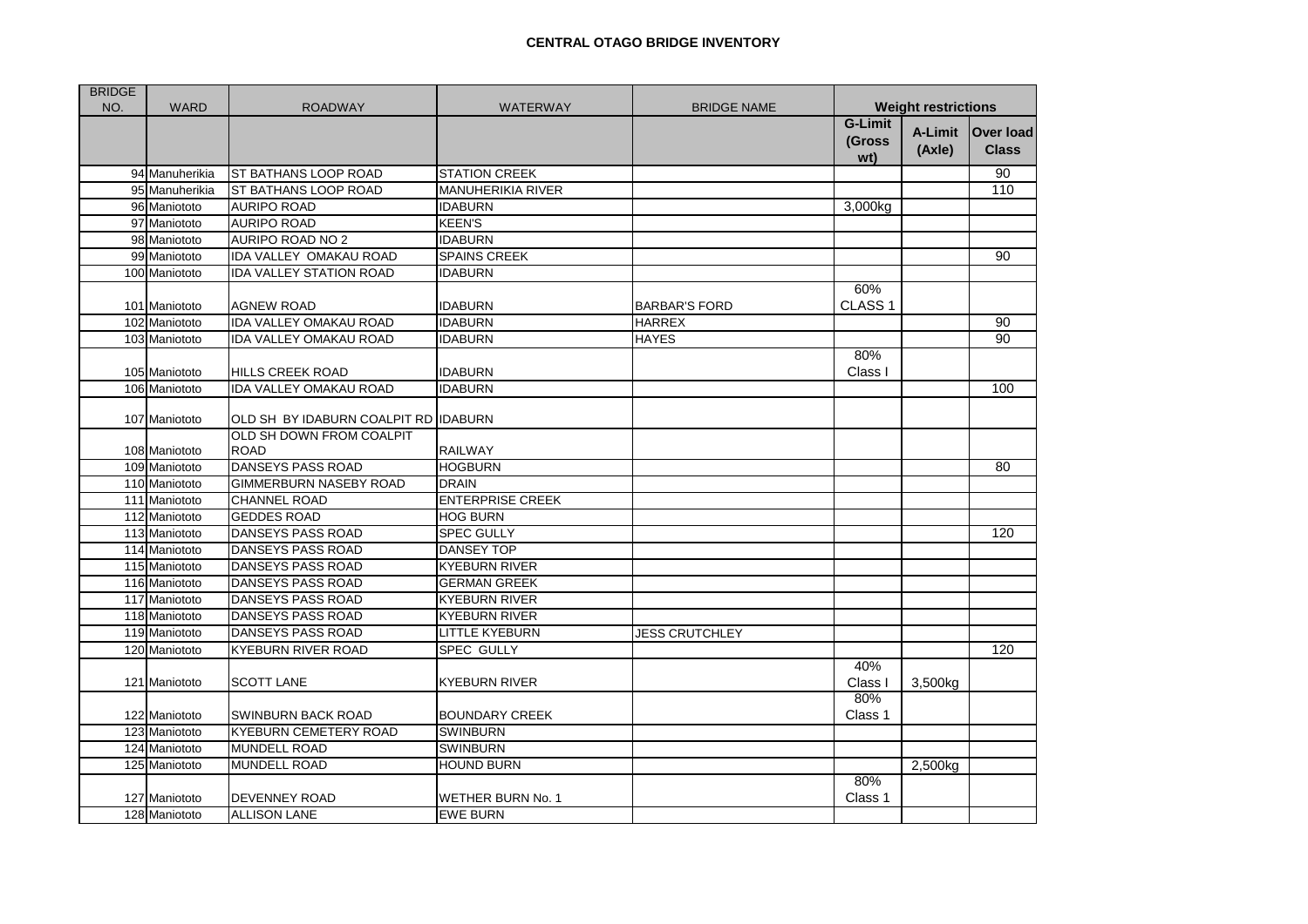**CENTRAL OTAGO BRIDGE INVENTORY**

| BRIDGE NO. | WARD | ROADWAY | WATERWAY | BRIDGE NAME | Weight restrictions | | |
|---|---|---|---|---|---|---|---|
| | | | | | G-Limit (Gross wt) | A-Limit (Axle) | Over load Class |
| 94 | Manuherikia | ST BATHANS LOOP ROAD | STATION CREEK | | | | 90 |
| 95 | Manuherikia | ST BATHANS LOOP ROAD | MANUHERIKIA RIVER | | | | 110 |
| 96 | Maniototo | AURIPO ROAD | IDABURN | | 3,000kg | | |
| 97 | Maniototo | AURIPO ROAD | KEEN'S | | | | |
| 98 | Maniototo | AURIPO ROAD NO 2 | IDABURN | | | | |
| 99 | Maniototo | IDA VALLEY OMAKAU ROAD | SPAINS CREEK | | | | 90 |
| 100 | Maniototo | IDA VALLEY STATION ROAD | IDABURN | | | | |
| 101 | Maniototo | AGNEW ROAD | IDABURN | BARBAR'S FORD | 60% CLASS 1 | | |
| 102 | Maniototo | IDA VALLEY OMAKAU ROAD | IDABURN | HARREX | | | 90 |
| 103 | Maniototo | IDA VALLEY OMAKAU ROAD | IDABURN | HAYES | | | 90 |
| 105 | Maniototo | HILLS CREEK ROAD | IDABURN | | 80% Class I | | |
| 106 | Maniototo | IDA VALLEY OMAKAU ROAD | IDABURN | | | | 100 |
| 107 | Maniototo | OLD SH BY IDABURN COALPIT RD | IDABURN | | | | |
| 108 | Maniototo | OLD SH DOWN FROM COALPIT ROAD | RAILWAY | | | | |
| 109 | Maniototo | DANSEYS PASS ROAD | HOGBURN | | | | 80 |
| 110 | Maniototo | GIMMERBURN NASEBY ROAD | DRAIN | | | | |
| 111 | Maniototo | CHANNEL ROAD | ENTERPRISE CREEK | | | | |
| 112 | Maniototo | GEDDES ROAD | HOG BURN | | | | |
| 113 | Maniototo | DANSEYS PASS ROAD | SPEC GULLY | | | | 120 |
| 114 | Maniototo | DANSEYS PASS ROAD | DANSEY TOP | | | | |
| 115 | Maniototo | DANSEYS PASS ROAD | KYEBURN RIVER | | | | |
| 116 | Maniototo | DANSEYS PASS ROAD | GERMAN GREEK | | | | |
| 117 | Maniototo | DANSEYS PASS ROAD | KYEBURN RIVER | | | | |
| 118 | Maniototo | DANSEYS PASS ROAD | KYEBURN RIVER | | | | |
| 119 | Maniototo | DANSEYS PASS ROAD | LITTLE KYEBURN | JESS CRUTCHLEY | | | |
| 120 | Maniototo | KYEBURN RIVER ROAD | SPEC GULLY | | | | 120 |
| 121 | Maniototo | SCOTT LANE | KYEBURN RIVER | | 40% Class I | 3,500kg | |
| 122 | Maniototo | SWINBURN BACK ROAD | BOUNDARY CREEK | | 80% Class 1 | | |
| 123 | Maniototo | KYEBURN CEMETERY ROAD | SWINBURN | | | | |
| 124 | Maniototo | MUNDELL ROAD | SWINBURN | | | | |
| 125 | Maniototo | MUNDELL ROAD | HOUND BURN | | | 2,500kg | |
| 127 | Maniototo | DEVENNEY ROAD | WETHER BURN No. 1 | | 80% Class 1 | | |
| 128 | Maniototo | ALLISON LANE | EWE BURN | | | | |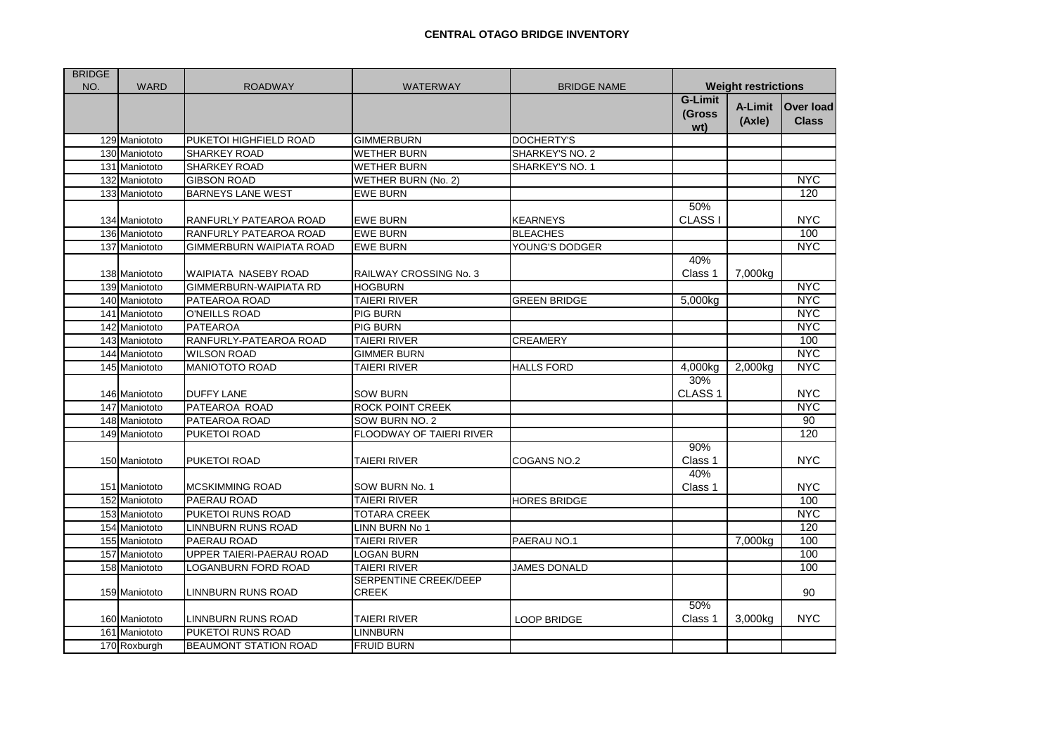# CENTRAL OTAGO BRIDGE INVENTORY

| BRIDGE NO. | WARD | ROADWAY | WATERWAY | BRIDGE NAME | Weight restrictions | | |
|---|---|---|---|---|---|---|---|
| | | | | | G-Limit (Gross wt) | A-Limit (Axle) | Over load Class |
| 129 | Maniototo | PUKETOI HIGHFIELD ROAD | GIMMERBURN | DOCHERTY'S | | | |
| 130 | Maniototo | SHARKEY ROAD | WETHER BURN | SHARKEY'S NO. 2 | | | |
| 131 | Maniototo | SHARKEY ROAD | WETHER BURN | SHARKEY'S NO. 1 | | | |
| 132 | Maniototo | GIBSON ROAD | WETHER BURN (No. 2) | | | | NYC |
| 133 | Maniototo | BARNEYS LANE WEST | EWE BURN | | | | 120 |
| 134 | Maniototo | RANFURLY PATEAROA ROAD | EWE BURN | KEARNEYS | 50% CLASS I | | NYC |
| 136 | Maniototo | RANFURLY PATEAROA ROAD | EWE BURN | BLEACHES | | | 100 |
| 137 | Maniototo | GIMMERBURN WAIPIATA ROAD | EWE BURN | YOUNG'S DODGER | | | NYC |
| 138 | Maniototo | WAIPIATA NASEBY ROAD | RAILWAY CROSSING No. 3 | | 40% Class 1 | 7,000kg | |
| 139 | Maniototo | GIMMERBURN-WAIPIATA RD | HOGBURN | | | | NYC |
| 140 | Maniototo | PATEAROA ROAD | TAIERI RIVER | GREEN BRIDGE | 5,000kg | | NYC |
| 141 | Maniototo | O'NEILLS ROAD | PIG BURN | | | | NYC |
| 142 | Maniototo | PATEAROA | PIG BURN | | | | NYC |
| 143 | Maniototo | RANFURLY-PATEAROA ROAD | TAIERI RIVER | CREAMERY | | | 100 |
| 144 | Maniototo | WILSON ROAD | GIMMER BURN | | | | NYC |
| 145 | Maniototo | MANIOTOTO ROAD | TAIERI RIVER | HALLS FORD | 4,000kg | 2,000kg | NYC |
| 146 | Maniototo | DUFFY LANE | SOW BURN | | 30% CLASS 1 | | NYC |
| 147 | Maniototo | PATEAROA ROAD | ROCK POINT CREEK | | | | NYC |
| 148 | Maniototo | PATEAROA ROAD | SOW BURN NO. 2 | | | | 90 |
| 149 | Maniototo | PUKETOI ROAD | FLOODWAY OF TAIERI RIVER | | | | 120 |
| 150 | Maniototo | PUKETOI ROAD | TAIERI RIVER | COGANS NO.2 | 90% Class 1 | | NYC |
| 151 | Maniototo | MCSKIMMING ROAD | SOW BURN No. 1 | | 40% Class 1 | | NYC |
| 152 | Maniototo | PAERAU ROAD | TAIERI RIVER | HORES BRIDGE | | | 100 |
| 153 | Maniototo | PUKETOI RUNS ROAD | TOTARA CREEK | | | | NYC |
| 154 | Maniototo | LINNBURN RUNS ROAD | LINN BURN No 1 | | | | 120 |
| 155 | Maniototo | PAERAU ROAD | TAIERI RIVER | PAERAU NO.1 | | 7,000kg | 100 |
| 157 | Maniototo | UPPER TAIERI-PAERAU ROAD | LOGAN BURN | | | | 100 |
| 158 | Maniototo | LOGANBURN FORD ROAD | TAIERI RIVER | JAMES DONALD | | | 100 |
| 159 | Maniototo | LINNBURN RUNS ROAD | SERPENTINE CREEK/DEEP CREEK | | | | 90 |
| 160 | Maniototo | LINNBURN RUNS ROAD | TAIERI RIVER | LOOP BRIDGE | 50% Class 1 | 3,000kg | NYC |
| 161 | Maniototo | PUKETOI RUNS ROAD | LINNBURN | | | | |
| 170 | Roxburgh | BEAUMONT STATION ROAD | FRUID BURN | | | | |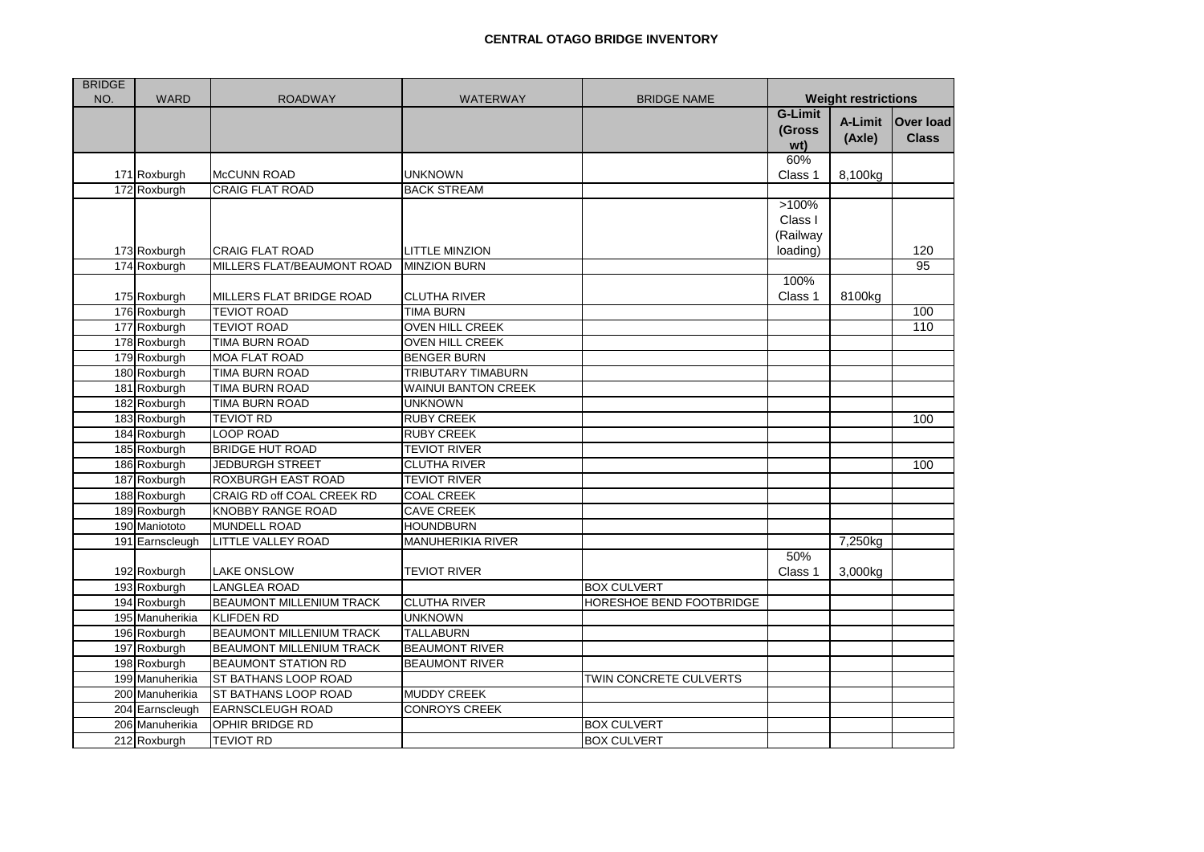**CENTRAL OTAGO BRIDGE INVENTORY**

| BRIDGE NO. | WARD | ROADWAY | WATERWAY | BRIDGE NAME | Weight restrictions | | |
|---|---|---|---|---|---|---|---|
| | | | | | G-Limit (Gross wt) | A-Limit (Axle) | Over load Class |
| 171 | Roxburgh | McCUNN ROAD | UNKNOWN | | 60% Class 1 | 8,100kg | |
| 172 | Roxburgh | CRAIG FLAT ROAD | BACK STREAM | | | | |
| 173 | Roxburgh | CRAIG FLAT ROAD | LITTLE MINZION | | >100% Class I (Railway loading) | | 120 |
| 174 | Roxburgh | MILLERS FLAT/BEAUMONT ROAD | MINZION BURN | | | | 95 |
| 175 | Roxburgh | MILLERS FLAT BRIDGE ROAD | CLUTHA RIVER | | 100% Class 1 | 8100kg | |
| 176 | Roxburgh | TEVIOT ROAD | TIMA BURN | | | | 100 |
| 177 | Roxburgh | TEVIOT ROAD | OVEN HILL CREEK | | | | 110 |
| 178 | Roxburgh | TIMA BURN ROAD | OVEN HILL CREEK | | | | |
| 179 | Roxburgh | MOA FLAT ROAD | BENGER BURN | | | | |
| 180 | Roxburgh | TIMA BURN ROAD | TRIBUTARY TIMABURN | | | | |
| 181 | Roxburgh | TIMA BURN ROAD | WAINUI BANTON CREEK | | | | |
| 182 | Roxburgh | TIMA BURN ROAD | UNKNOWN | | | | |
| 183 | Roxburgh | TEVIOT RD | RUBY CREEK | | | | 100 |
| 184 | Roxburgh | LOOP ROAD | RUBY CREEK | | | | |
| 185 | Roxburgh | BRIDGE HUT ROAD | TEVIOT RIVER | | | | |
| 186 | Roxburgh | JEDBURGH STREET | CLUTHA RIVER | | | | 100 |
| 187 | Roxburgh | ROXBURGH EAST ROAD | TEVIOT RIVER | | | | |
| 188 | Roxburgh | CRAIG RD off COAL CREEK RD | COAL CREEK | | | | |
| 189 | Roxburgh | KNOBBY RANGE ROAD | CAVE CREEK | | | | |
| 190 | Maniototo | MUNDELL ROAD | HOUNDBURN | | | | |
| 191 | Earnscleugh | LITTLE VALLEY ROAD | MANUHERIKIA RIVER | | | 7,250kg | |
| 192 | Roxburgh | LAKE ONSLOW | TEVIOT RIVER | | 50% Class 1 | 3,000kg | |
| 193 | Roxburgh | LANGLEA ROAD | | BOX CULVERT | | | |
| 194 | Roxburgh | BEAUMONT MILLENIUM TRACK | CLUTHA RIVER | HORESHOE BEND FOOTBRIDGE | | | |
| 195 | Manuherikia | KLIFDEN RD | UNKNOWN | | | | |
| 196 | Roxburgh | BEAUMONT MILLENIUM TRACK | TALLABURN | | | | |
| 197 | Roxburgh | BEAUMONT MILLENIUM TRACK | BEAUMONT RIVER | | | | |
| 198 | Roxburgh | BEAUMONT STATION RD | BEAUMONT RIVER | | | | |
| 199 | Manuherikia | ST BATHANS LOOP ROAD | | TWIN CONCRETE CULVERTS | | | |
| 200 | Manuherikia | ST BATHANS LOOP ROAD | MUDDY CREEK | | | | |
| 204 | Earnscleugh | EARNSCLEUGH ROAD | CONROYS CREEK | | | | |
| 206 | Manuherikia | OPHIR BRIDGE RD | | BOX CULVERT | | | |
| 212 | Roxburgh | TEVIOT RD | | BOX CULVERT | | | |